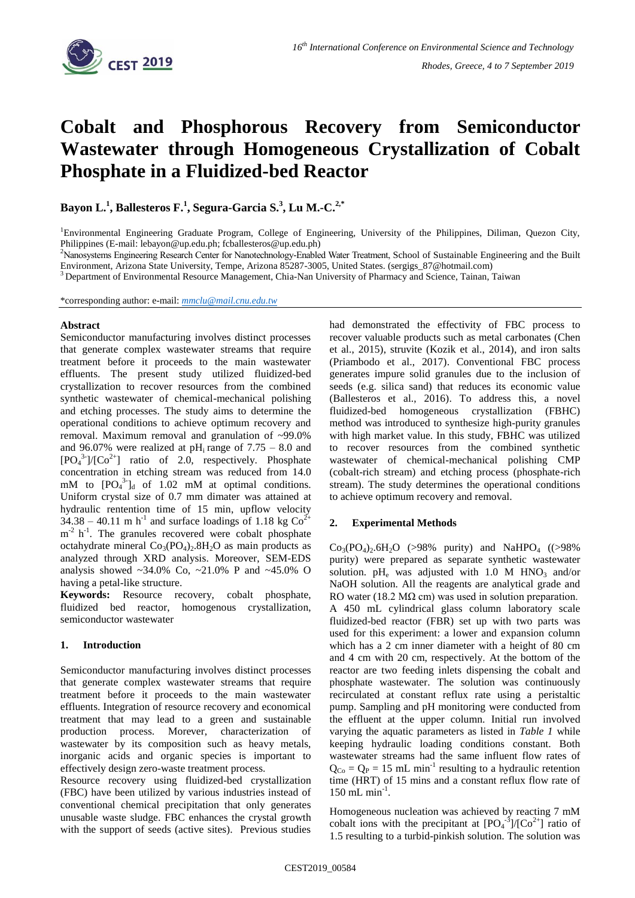# Cobalt and Phosphorous Recovery from Semiconductor Wastewater through Homogeneous Crystallization of Cobalt Phosphate in a Fluidized-bed Reactor

**Bayon L.[1], Ballesteros F.[1], Segura-Garcia S.[3], Lu M.-C.[2,*]**

[1]Environmental Engineering Graduate Program, College of Engineering, University of the Philippines, Diliman, Quezon City, Philippines (E-mail: lebayon@up.edu.ph; fcballesteros@up.edu.ph)

[2]Nanosystems Engineering Research Center for Nanotechnology-Enabled Water Treatment, School of Sustainable Engineering and the Built Environment, Arizona State University, Tempe, Arizona 85287-3005, United States. (sergigs_87@hotmail.com)

[3] Department of Environmental Resource Management, Chia-Nan University of Pharmacy and Science, Tainan, Taiwan

*corresponding author: e-mail: mmclu@mail.cnu.edu.tw

## Abstract

Semiconductor manufacturing involves distinct processes that generate complex wastewater streams that require treatment before it proceeds to the main wastewater effluents. The present study utilized fluidized-bed crystallization to recover resources from the combined synthetic wastewater of chemical-mechanical polishing and etching processes. The study aims to determine the operational conditions to achieve optimum recovery and removal. Maximum removal and granulation of ~99.0% and 96.07% were realized at $pH_i$ range of 7.75 – 8.0 and $[PO_4^{3-}]/[Co^{2+}]$ ratio of 2.0, respectively. Phosphate concentration in etching stream was reduced from 14.0 mM to $[PO_4^{3-}]_d$ of 1.02 mM at optimal conditions. Uniform crystal size of 0.7 mm dimater was attained at hydraulic rentention time of 15 min, upflow velocity 34.38 – 40.11 m $h^{-1}$ and surface loadings of 1.18 kg $Co^{2+}$ $m^{-2}$ $h^{-1}$. The granules recovered were cobalt phosphate octahydrate mineral $Co_3(PO_4)_2.8H_2O$ as main products as analyzed through XRD analysis. Moreover, SEM-EDS analysis showed ~34.0% Co, ~21.0% P and ~45.0% O having a petal-like structure.

**Keywords:** Resource recovery, cobalt phosphate, fluidized bed reactor, homogenous crystallization, semiconductor wastewater

## 1. Introduction

Semiconductor manufacturing involves distinct processes that generate complex wastewater streams that require treatment before it proceeds to the main wastewater effluents. Integration of resource recovery and economical treatment that may lead to a green and sustainable production process. Morever, characterization of wastewater by its composition such as heavy metals, inorganic acids and organic species is important to effectively design zero-waste treatment process.

Resource recovery using fluidized-bed crystallization (FBC) have been utilized by various industries instead of conventional chemical precipitation that only generates unusable waste sludge. FBC enhances the crystal growth with the support of seeds (active sites). Previous studies had demonstrated the effectivity of FBC process to recover valuable products such as metal carbonates (Chen et al., 2015), struvite (Kozik et al., 2014), and iron salts (Priambodo et al., 2017). Conventional FBC process generates impure solid granules due to the inclusion of seeds (e.g. silica sand) that reduces its economic value (Ballesteros et al., 2016). To address this, a novel fluidized-bed homogeneous crystallization (FBHC) method was introduced to synthesize high-purity granules with high market value. In this study, FBHC was utilized to recover resources from the combined synthetic wastewater of chemical-mechanical polishing CMP (cobalt-rich stream) and etching process (phosphate-rich stream). The study determines the operational conditions to achieve optimum recovery and removal.

## 2. Experimental Methods

$Co_3(PO_4)_2.6H_2O$ (>98% purity) and $NaHPO_4$ ((>98% purity) were prepared as separate synthetic wastewater solution. $pH_e$ was adjusted with 1.0 M $HNO_3$ and/or NaOH solution. All the reagents are analytical grade and RO water (18.2 MΩ cm) was used in solution preparation. A 450 mL cylindrical glass column laboratory scale fluidized-bed reactor (FBR) set up with two parts was used for this experiment: a lower and expansion column which has a 2 cm inner diameter with a height of 80 cm and 4 cm with 20 cm, respectively. At the bottom of the reactor are two feeding inlets dispensing the cobalt and phosphate wastewater. The solution was continuously recirculated at constant reflux rate using a peristaltic pump. Sampling and pH monitoring were conducted from the effluent at the upper column. Initial run involved varying the aquatic parameters as listed in *Table 1* while keeping hydraulic loading conditions constant. Both wastewater streams had the same influent flow rates of $Q_{Co} = Q_P = 15$ mL $min^{-1}$ resulting to a hydraulic retention time (HRT) of 15 mins and a constant reflux flow rate of 150 mL $min^{-1}$.

Homogeneous nucleation was achieved by reacting 7 mM cobalt ions with the precipitant at $[PO_4^{-3}]/[Co^{2+}]$ ratio of 1.5 resulting to a turbid-pinkish solution. The solution was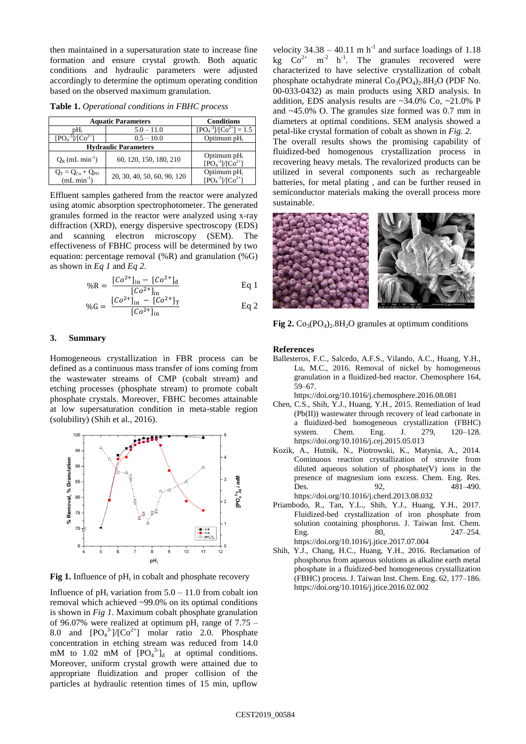then maintained in a supersaturation state to increase fine formation and ensure crystal growth. Both aquatic conditions and hydraulic parameters were adjusted accordingly to determine the optimum operating condition based on the observed maximum granulation.

**Table 1.** *Operational conditions in FBHC process*

| Aquatic Parameters | | Conditions |
|---|---|---|
| $pH_i$ | 5.0 – 11.0 | $[PO_4^{-3}]/[Co^{2+}] = 1.5$ |
| $[PO_4^{-3}]/[Co^{2+}]$ | 0.5 – 10.0 | Optimum $pH_i$ |
| **Hydraulic Parameters** | | |
| $Q_R$ (mL min$^{-1}$) | 60, 120, 150, 180, 210 | Optimum $pH_i$ $[PO_4^{-3}]/[Co^{2+}]$ |
| $Q_T = Q_{Co} + Q_{PO}$ (mL min$^{-1}$) | 20, 30, 40, 50, 60, 90, 120 | Optimum $pH_i$ $[PO_4^{-3}]/[Co^{2+}]$ |

Effluent samples gathered from the reactor were analyzed using atomic absorption spectrophotometer. The generated granules formed in the reactor were analyzed using x-ray diffraction (XRD), energy dispersive spectroscopy (EDS) and scanning electron microscopy (SEM). The effectiveness of FBHC process will be determined by two equation: percentage removal (%R) and granulation (%G) as shown in *Eq 1* and *Eq 2*.

$$\%R = \frac{[Co^{2+}]_{in} - [Co^{2+}]_d}{[Co^{2+}]_{in}} \quad \text{Eq 1}$$

$$\%G = \frac{[Co^{2+}]_{in} - [Co^{2+}]_T}{[Co^{2+}]_{in}} \quad \text{Eq 2}$$

## 3. Summary

Homogeneous crystallization in FBR process can be defined as a continuous mass transfer of ions coming from the wastewater streams of CMP (cobalt stream) and etching processes (phosphate stream) to promote cobalt phosphate crystals. Moreover, FBHC becomes attainable at low supersaturation condition in meta-stable region (solubility) (Shih et al., 2016).

% Removal, % Granulation
$[PO_4^{3-}]_d$ / mM
$pH_i$
%R
%G
$[PO_4^{3-}]_d$

**Fig 1.** Influence of $pH_i$ in cobalt and phosphate recovery

Influence of $pH_i$ variation from 5.0 – 11.0 from cobalt ion removal which achieved ~99.0% on its optimal conditions is shown in *Fig 1*. Maximum cobalt phosphate granulation of 96.07% were realized at optimum $pH_i$ range of 7.75 – 8.0 and $[PO_4^{3-}]/[Co^{2+}]$ molar ratio 2.0. Phosphate concentration in etching stream was reduced from 14.0 mM to 1.02 mM of $[PO_4^{3-}]_d$ at optimal conditions. Moreover, uniform crystal growth were attained due to appropriate fluidization and proper collision of the particles at hydraulic retention times of 15 min, upflow velocity 34.38 – 40.11 m h$^{-1}$ and surface loadings of 1.18 kg $Co^{2+}$ m$^{-2}$ h$^{-1}$. The granules recovered were characterized to have selective crystallization of cobalt phosphate octahydrate mineral $Co_3(PO_4)_2.8H_2O$ (PDF No. 00-033-0432) as main products using XRD analysis. In addition, EDS analysis results are ~34.0% Co, ~21.0% P and ~45.0% O. The granules size formed was 0.7 mm in diameters at optimal conditions. SEM analysis showed a petal-like crystal formation of cobalt as shown in *Fig. 2.*

The overall results shows the promising capability of fluidized-bed homogenous crystallization process in recovering heavy metals. The revalorized products can be utilized in several components such as rechargeable batteries, for metal plating , and can be further reused in semiconductor materials making the overall process more sustainable.

**Fig 2.** $Co_3(PO_4)_2.8H_2O$ granules at optimum conditions

## References

Ballesteros, F.C., Salcedo, A.F.S., Vilando, A.C., Huang, Y.H., Lu, M.C., 2016. Removal of nickel by homogeneous granulation in a fluidized-bed reactor. Chemosphere 164, 59–67. https://doi.org/10.1016/j.chemosphere.2016.08.081

Chen, C.S., Shih, Y.J., Huang, Y.H., 2015. Remediation of lead (Pb(II)) wastewater through recovery of lead carbonate in a fluidized-bed homogeneous crystallization (FBHC) system. Chem. Eng. J. 279, 120–128. https://doi.org/10.1016/j.cej.2015.05.013

Kozik, A., Hutnik, N., Piotrowski, K., Matynia, A., 2014. Continuous reaction crystallization of struvite from diluted aqueous solution of phosphate(V) ions in the presence of magnesium ions excess. Chem. Eng. Res. Des. 92, 481–490. https://doi.org/10.1016/j.cherd.2013.08.032

Priambodo, R., Tan, Y.L., Shih, Y.J., Huang, Y.H., 2017. Fluidized-bed crystallization of iron phosphate from solution containing phosphorus. J. Taiwan Inst. Chem. Eng. 80, 247–254. https://doi.org/10.1016/j.jtice.2017.07.004

Shih, Y.J., Chang, H.C., Huang, Y.H., 2016. Reclamation of phosphorus from aqueous solutions as alkaline earth metal phosphate in a fluidized-bed homogeneous crystallization (FBHC) process. J. Taiwan Inst. Chem. Eng. 62, 177–186. https://doi.org/10.1016/j.jtice.2016.02.002